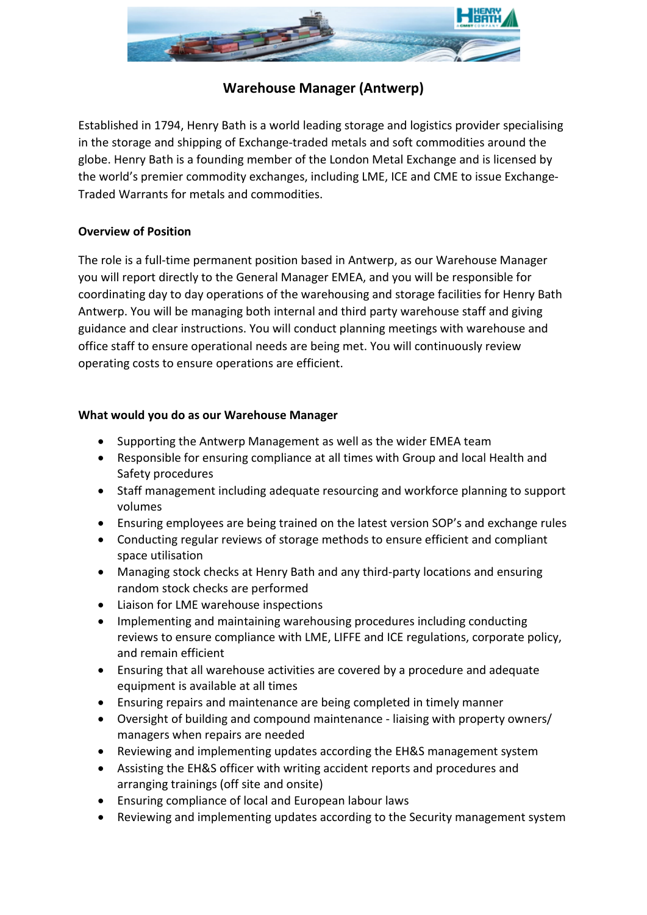# Warehouse Manager (Antwerp)

Established in 1794, Henry Bath is a world leading storage and logistics provider specialising in the storage and shipping of Exchange-traded metals and soft commodities around the globe. Henry Bath is a founding member of the London Metal Exchange and is licensed by the world's premier commodity exchanges, including LME, ICE and CME to issue Exchange-Traded Warrants for metals and commodities.

**Overview of Position**

The role is a full-time permanent position based in Antwerp, as our Warehouse Manager you will report directly to the General Manager EMEA, and you will be responsible for coordinating day to day operations of the warehousing and storage facilities for Henry Bath Antwerp. You will be managing both internal and third party warehouse staff and giving guidance and clear instructions. You will conduct planning meetings with warehouse and office staff to ensure operational needs are being met. You will continuously review operating costs to ensure operations are efficient.

**What would you do as our Warehouse Manager**

- Supporting the Antwerp Management as well as the wider EMEA team
- Responsible for ensuring compliance at all times with Group and local Health and Safety procedures
- Staff management including adequate resourcing and workforce planning to support volumes
- Ensuring employees are being trained on the latest version SOP's and exchange rules
- Conducting regular reviews of storage methods to ensure efficient and compliant space utilisation
- Managing stock checks at Henry Bath and any third-party locations and ensuring random stock checks are performed
- Liaison for LME warehouse inspections
- Implementing and maintaining warehousing procedures including conducting reviews to ensure compliance with LME, LIFFE and ICE regulations, corporate policy, and remain efficient
- Ensuring that all warehouse activities are covered by a procedure and adequate equipment is available at all times
- Ensuring repairs and maintenance are being completed in timely manner
- Oversight of building and compound maintenance - liaising with property owners/ managers when repairs are needed
- Reviewing and implementing updates according the EH&S management system
- Assisting the EH&S officer with writing accident reports and procedures and arranging trainings (off site and onsite)
- Ensuring compliance of local and European labour laws
- Reviewing and implementing updates according to the Security management system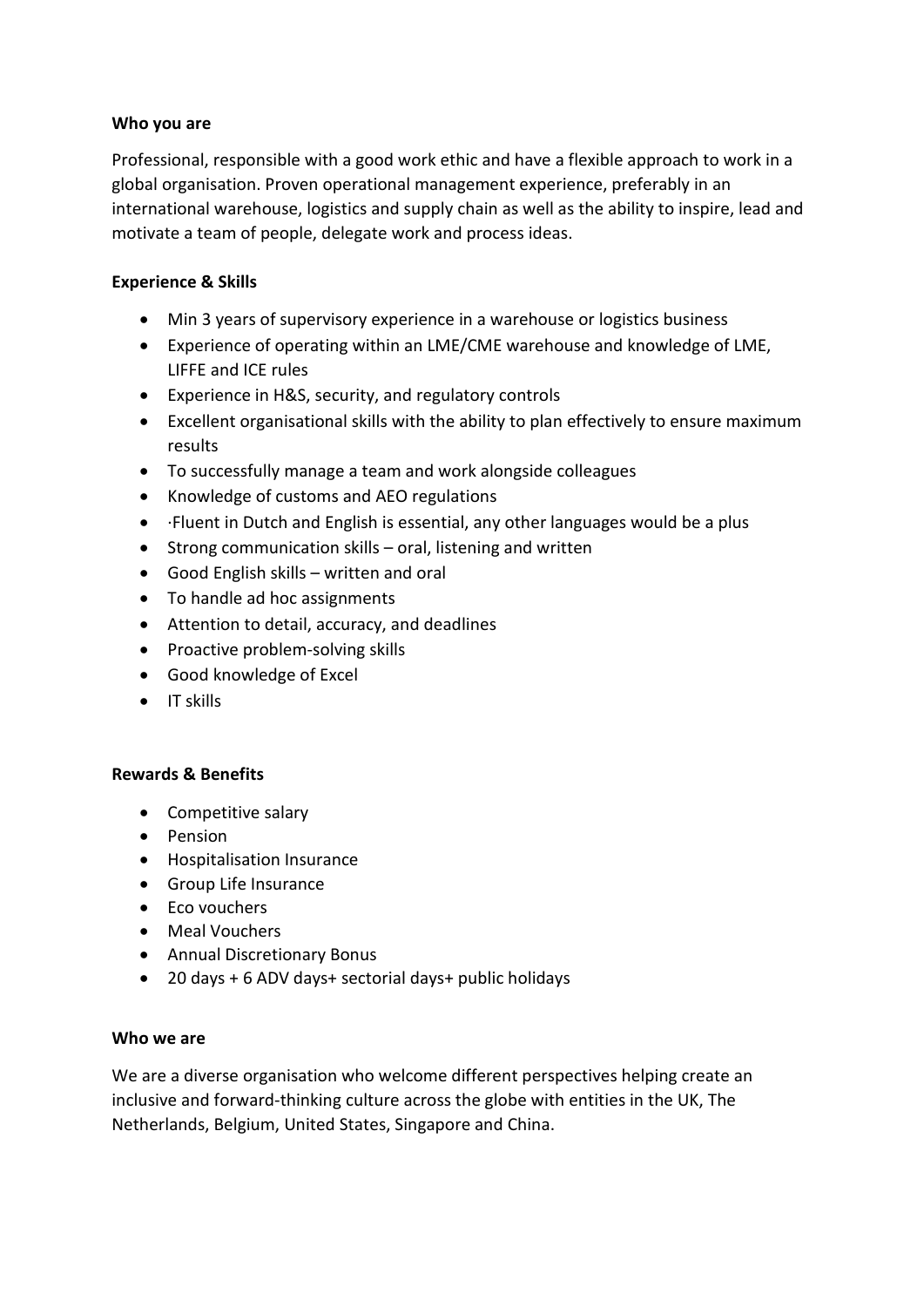**Who you are**

Professional, responsible with a good work ethic and have a flexible approach to work in a global organisation. Proven operational management experience, preferably in an international warehouse, logistics and supply chain as well as the ability to inspire, lead and motivate a team of people, delegate work and process ideas.

**Experience & Skills**

- Min 3 years of supervisory experience in a warehouse or logistics business
- Experience of operating within an LME/CME warehouse and knowledge of LME, LIFFE and ICE rules
- Experience in H&S, security, and regulatory controls
- Excellent organisational skills with the ability to plan effectively to ensure maximum results
- To successfully manage a team and work alongside colleagues
- Knowledge of customs and AEO regulations
- ·Fluent in Dutch and English is essential, any other languages would be a plus
- Strong communication skills – oral, listening and written
- Good English skills – written and oral
- To handle ad hoc assignments
- Attention to detail, accuracy, and deadlines
- Proactive problem-solving skills
- Good knowledge of Excel
- IT skills

**Rewards & Benefits**

- Competitive salary
- Pension
- Hospitalisation Insurance
- Group Life Insurance
- Eco vouchers
- Meal Vouchers
- Annual Discretionary Bonus
- 20 days + 6 ADV days+ sectorial days+ public holidays

**Who we are**

We are a diverse organisation who welcome different perspectives helping create an inclusive and forward-thinking culture across the globe with entities in the UK, The Netherlands, Belgium, United States, Singapore and China.